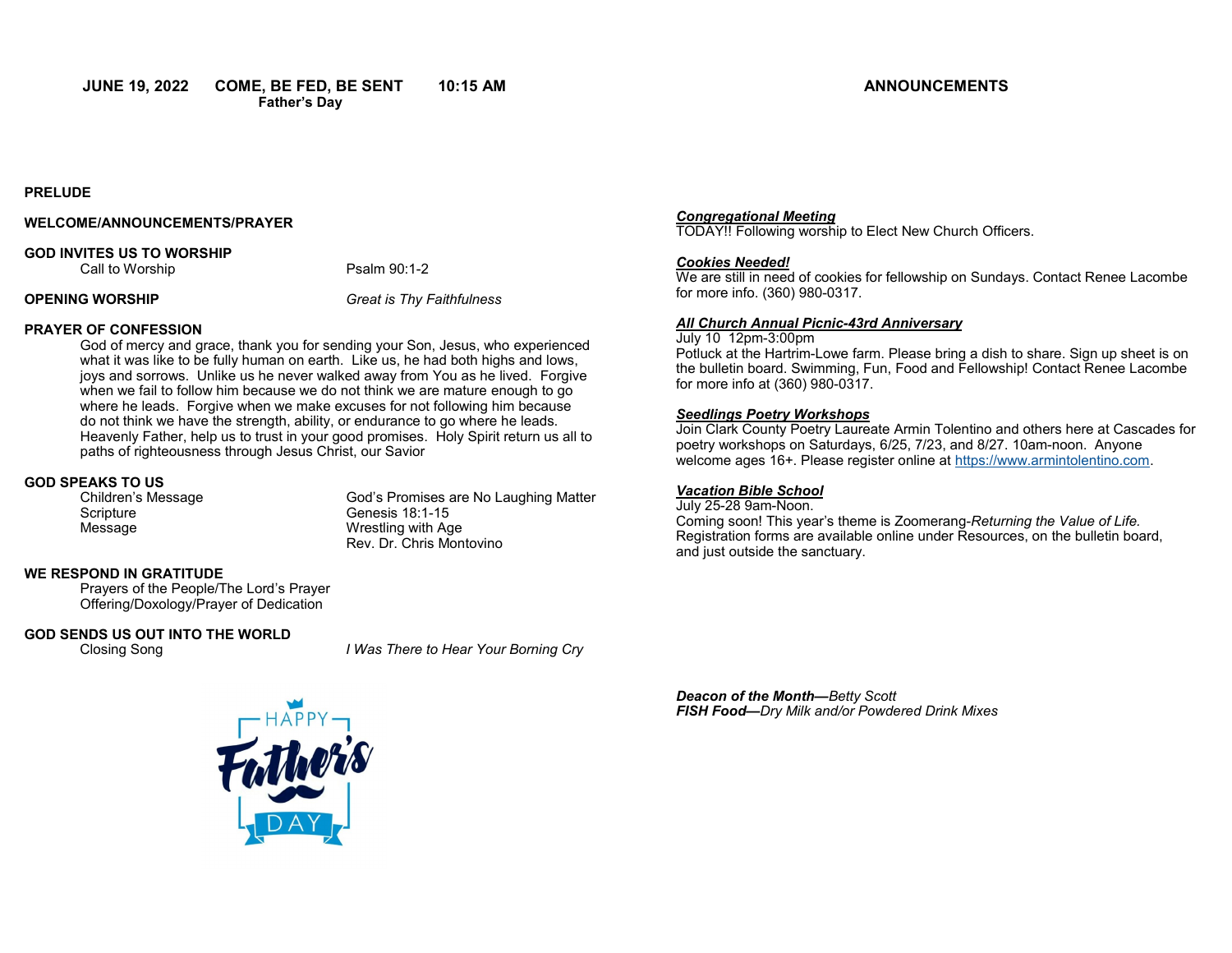**JUNE 19, 2022 COME, BE FED, BE SENT 10:15 AM**
**Father's Day**

**PRELUDE**

**WELCOME/ANNOUNCEMENTS/PRAYER**

**GOD INVITES US TO WORSHIP**

Call to Worship — Psalm 90:1-2

**OPENING WORSHIP** — *Great is Thy Faithfulness*

**PRAYER OF CONFESSION**

God of mercy and grace, thank you for sending your Son, Jesus, who experienced what it was like to be fully human on earth. Like us, he had both highs and lows, joys and sorrows. Unlike us he never walked away from You as he lived. Forgive when we fail to follow him because we do not think we are mature enough to go where he leads. Forgive when we make excuses for not following him because do not think we have the strength, ability, or endurance to go where he leads. Heavenly Father, help us to trust in your good promises. Holy Spirit return us all to paths of righteousness through Jesus Christ, our Savior

**GOD SPEAKS TO US**

Children's Message — God's Promises are No Laughing Matter
Scripture — Genesis 18:1-15
Message — Wrestling with Age
Rev. Dr. Chris Montovino

**WE RESPOND IN GRATITUDE**

Prayers of the People/The Lord's Prayer
Offering/Doxology/Prayer of Dedication

**GOD SENDS US OUT INTO THE WORLD**

Closing Song — *I Was There to Hear Your Borning Cry*

HAPPY Father's DAY

## ANNOUNCEMENTS

***Congregational Meeting***
TODAY!! Following worship to Elect New Church Officers.

***Cookies Needed!***
We are still in need of cookies for fellowship on Sundays. Contact Renee Lacombe for more info. (360) 980-0317.

***All Church Annual Picnic-43rd Anniversary***
July 10 12pm-3:00pm
Potluck at the Hartrim-Lowe farm. Please bring a dish to share. Sign up sheet is on the bulletin board. Swimming, Fun, Food and Fellowship! Contact Renee Lacombe for more info at (360) 980-0317.

***Seedlings Poetry Workshops***
Join Clark County Poetry Laureate Armin Tolentino and others here at Cascades for poetry workshops on Saturdays, 6/25, 7/23, and 8/27. 10am-noon. Anyone welcome ages 16+. Please register online at https://www.armintolentino.com.

***Vacation Bible School***
July 25-28 9am-Noon.
Coming soon! This year's theme is Zoomerang-*Returning the Value of Life.*
Registration forms are available online under Resources, on the bulletin board, and just outside the sanctuary.

***Deacon of the Month****—Betty Scott*
***FISH Food****—Dry Milk and/or Powdered Drink Mixes*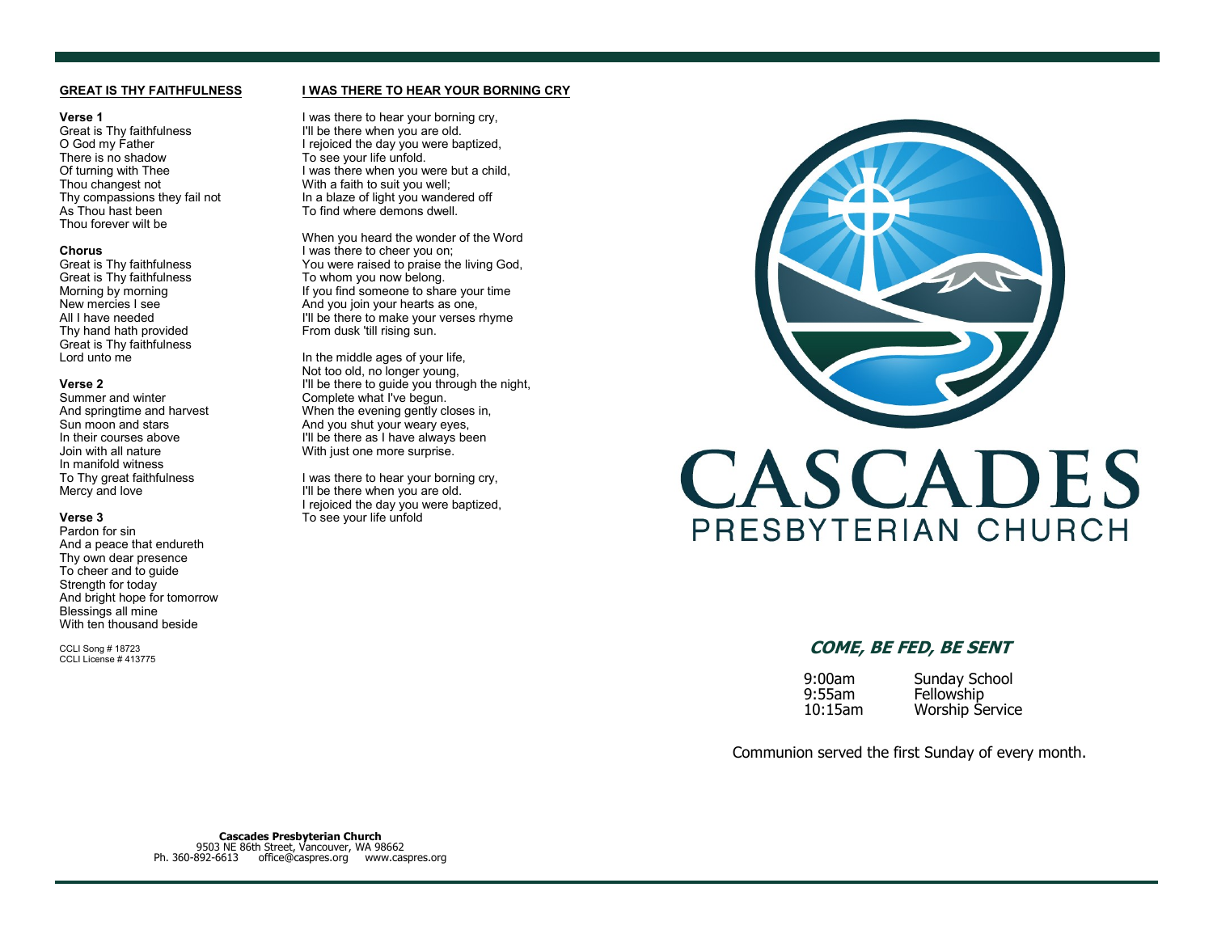## GREAT IS THY FAITHFULNESS

**Verse 1**
Great is Thy faithfulness
O God my Father
There is no shadow
Of turning with Thee
Thou changest not
Thy compassions they fail not
As Thou hast been
Thou forever wilt be

**Chorus**
Great is Thy faithfulness
Great is Thy faithfulness
Morning by morning
New mercies I see
All I have needed
Thy hand hath provided
Great is Thy faithfulness
Lord unto me

**Verse 2**
Summer and winter
And springtime and harvest
Sun moon and stars
In their courses above
Join with all nature
In manifold witness
To Thy great faithfulness
Mercy and love

**Verse 3**
Pardon for sin
And a peace that endureth
Thy own dear presence
To cheer and to guide
Strength for today
And bright hope for tomorrow
Blessings all mine
With ten thousand beside

CCLI Song # 18723
CCLI License # 413775

## I WAS THERE TO HEAR YOUR BORNING CRY

I was there to hear your borning cry,
I'll be there when you are old.
I rejoiced the day you were baptized,
To see your life unfold.
I was there when you were but a child,
With a faith to suit you well;
In a blaze of light you wandered off
To find where demons dwell.

When you heard the wonder of the Word
I was there to cheer you on;
You were raised to praise the living God,
To whom you now belong.
If you find someone to share your time
And you join your hearts as one,
I'll be there to make your verses rhyme
From dusk 'till rising sun.

In the middle ages of your life,
Not too old, no longer young,
I'll be there to guide you through the night,
Complete what I've begun.
When the evening gently closes in,
And you shut your weary eyes,
I'll be there as I have always been
With just one more surprise.

I was there to hear your borning cry,
I'll be there when you are old.
I rejoiced the day you were baptized,
To see your life unfold

**Cascades Presbyterian Church**
9503 NE 86th Street, Vancouver, WA 98662
Ph. 360-892-6613 office@caspres.org www.caspres.org

# CASCADES
## PRESBYTERIAN CHURCH

***COME, BE FED, BE SENT***

| | |
|---|---|
| 9:00am | Sunday School |
| 9:55am | Fellowship |
| 10:15am | Worship Service |

Communion served the first Sunday of every month.